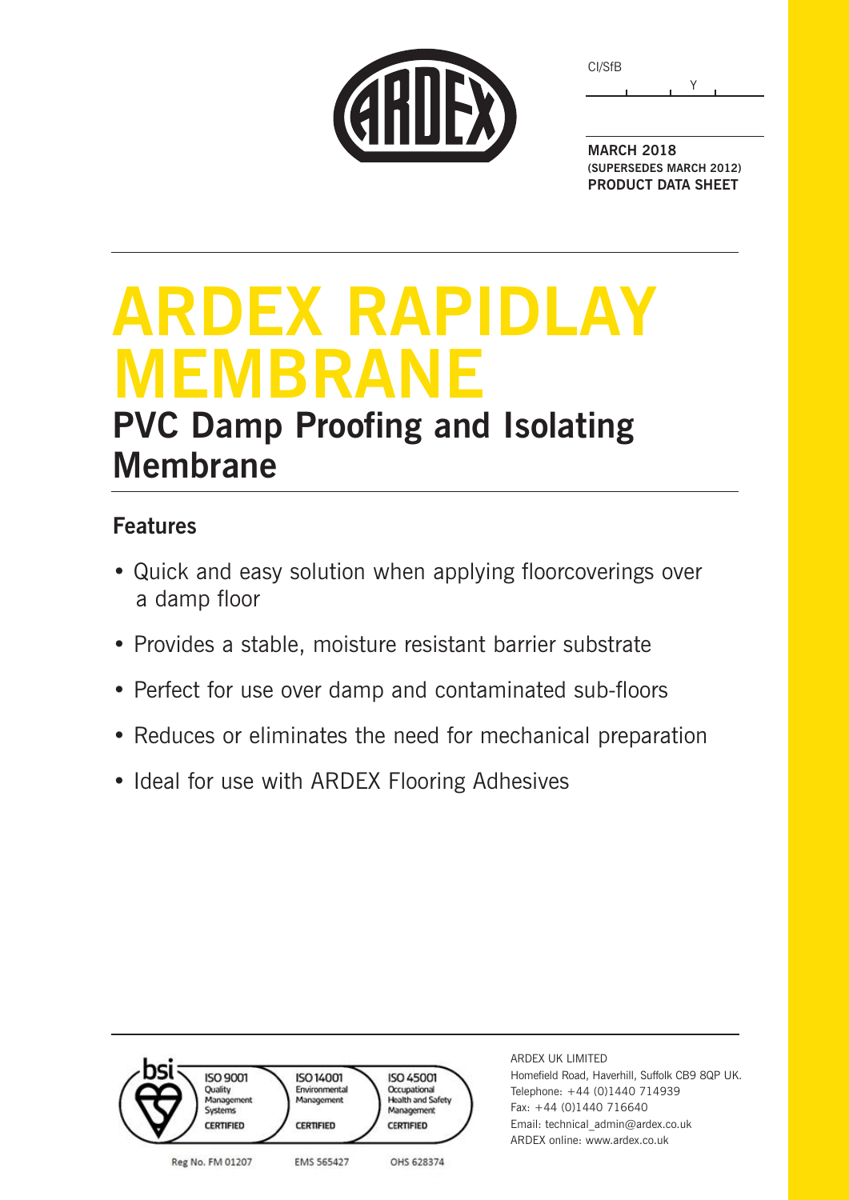CI/SfB

Y

**MARCH 2018**
**(SUPERSEDES MARCH 2012)**
**PRODUCT DATA SHEET**

# ARDEX RAPIDLAY MEMBRANE

## PVC Damp Proofing and Isolating Membrane

### Features

- Quick and easy solution when applying floorcoverings over a damp floor
- Provides a stable, moisture resistant barrier substrate
- Perfect for use over damp and contaminated sub-floors
- Reduces or eliminates the need for mechanical preparation
- Ideal for use with ARDEX Flooring Adhesives

bsi

ISO 9001 Quality Management Systems CERTIFIED — Reg No. FM 01207

ISO 14001 Environmental Management CERTIFIED — EMS 565427

ISO 45001 Occupational Health and Safety Management CERTIFIED — OHS 628374

ARDEX UK LIMITED
Homefield Road, Haverhill, Suffolk CB9 8QP UK.
Telephone: +44 (0)1440 714939
Fax: +44 (0)1440 716640
Email: technical_admin@ardex.co.uk
ARDEX online: www.ardex.co.uk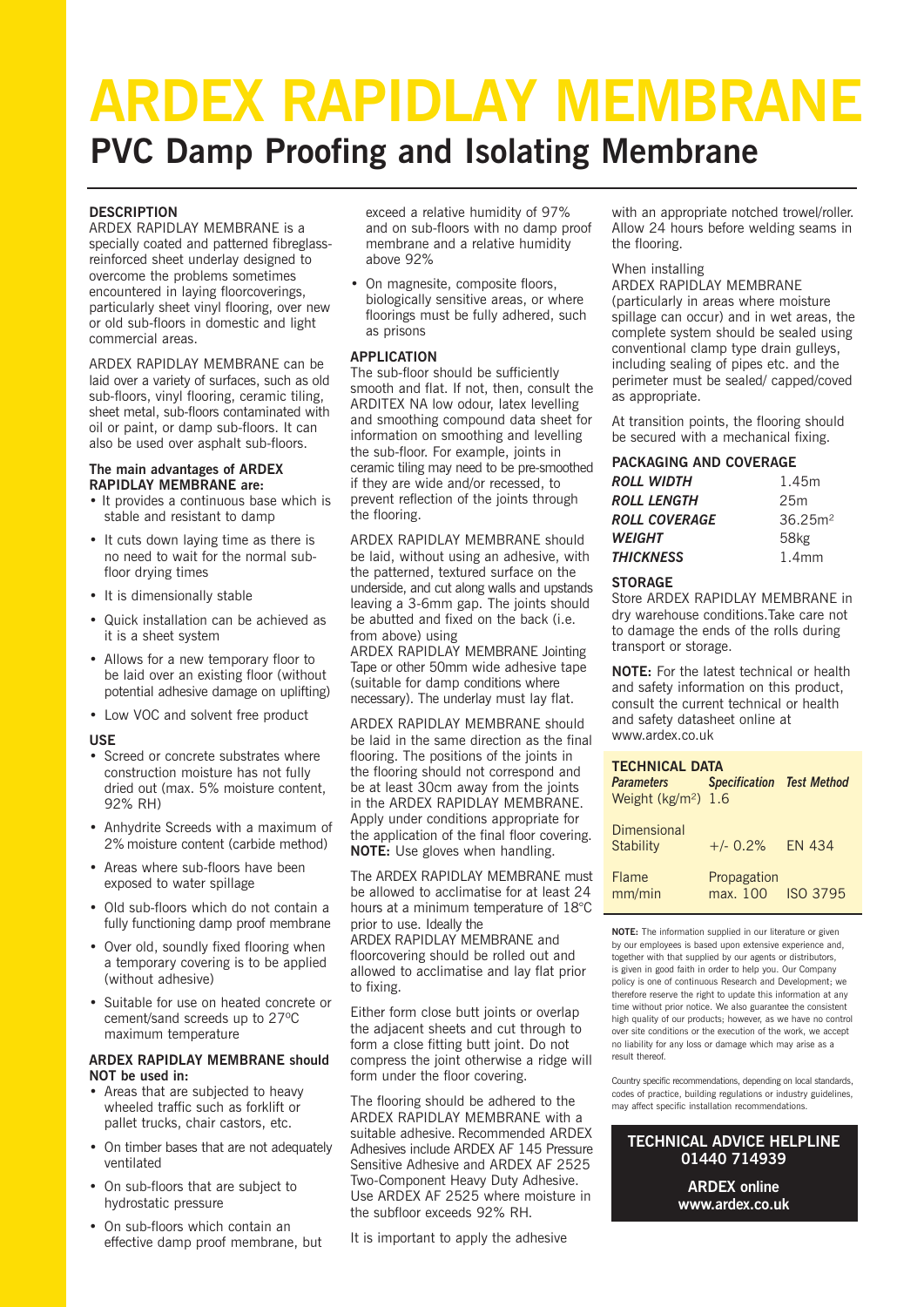# ARDEX RAPIDLAY MEMBRANE

## PVC Damp Proofing and Isolating Membrane

### DESCRIPTION

ARDEX RAPIDLAY MEMBRANE is a specially coated and patterned fibreglass-reinforced sheet underlay designed to overcome the problems sometimes encountered in laying floorcoverings, particularly sheet vinyl flooring, over new or old sub-floors in domestic and light commercial areas.

ARDEX RAPIDLAY MEMBRANE can be laid over a variety of surfaces, such as old sub-floors, vinyl flooring, ceramic tiling, sheet metal, sub-floors contaminated with oil or paint, or damp sub-floors. It can also be used over asphalt sub-floors.

**The main advantages of ARDEX RAPIDLAY MEMBRANE are:**

- It provides a continuous base which is stable and resistant to damp
- It cuts down laying time as there is no need to wait for the normal sub-floor drying times
- It is dimensionally stable
- Quick installation can be achieved as it is a sheet system
- Allows for a new temporary floor to be laid over an existing floor (without potential adhesive damage on uplifting)
- Low VOC and solvent free product

### USE

- Screed or concrete substrates where construction moisture has not fully dried out (max. 5% moisture content, 92% RH)
- Anhydrite Screeds with a maximum of 2% moisture content (carbide method)
- Areas where sub-floors have been exposed to water spillage
- Old sub-floors which do not contain a fully functioning damp proof membrane
- Over old, soundly fixed flooring when a temporary covering is to be applied (without adhesive)
- Suitable for use on heated concrete or cement/sand screeds up to 27ºC maximum temperature

**ARDEX RAPIDLAY MEMBRANE should NOT be used in:**

- Areas that are subjected to heavy wheeled traffic such as forklift or pallet trucks, chair castors, etc.
- On timber bases that are not adequately ventilated
- On sub-floors that are subject to hydrostatic pressure
- On sub-floors which contain an effective damp proof membrane, but exceed a relative humidity of 97% and on sub-floors with no damp proof membrane and a relative humidity above 92%
- On magnesite, composite floors, biologically sensitive areas, or where floorings must be fully adhered, such as prisons

### APPLICATION

The sub-floor should be sufficiently smooth and flat. If not, then, consult the ARDITEX NA low odour, latex levelling and smoothing compound data sheet for information on smoothing and levelling the sub-floor. For example, joints in ceramic tiling may need to be pre-smoothed if they are wide and/or recessed, to prevent reflection of the joints through the flooring.

ARDEX RAPIDLAY MEMBRANE should be laid, without using an adhesive, with the patterned, textured surface on the underside, and cut along walls and upstands leaving a 3-6mm gap. The joints should be abutted and fixed on the back (i.e. from above) using ARDEX RAPIDLAY MEMBRANE Jointing Tape or other 50mm wide adhesive tape (suitable for damp conditions where necessary). The underlay must lay flat.

ARDEX RAPIDLAY MEMBRANE should be laid in the same direction as the final flooring. The positions of the joints in the flooring should not correspond and be at least 30cm away from the joints in the ARDEX RAPIDLAY MEMBRANE. Apply under conditions appropriate for the application of the final floor covering. **NOTE:** Use gloves when handling.

The ARDEX RAPIDLAY MEMBRANE must be allowed to acclimatise for at least 24 hours at a minimum temperature of 18ºC prior to use. Ideally the ARDEX RAPIDLAY MEMBRANE and floorcovering should be rolled out and allowed to acclimatise and lay flat prior to fixing.

Either form close butt joints or overlap the adjacent sheets and cut through to form a close fitting butt joint. Do not compress the joint otherwise a ridge will form under the floor covering.

The flooring should be adhered to the ARDEX RAPIDLAY MEMBRANE with a suitable adhesive. Recommended ARDEX Adhesives include ARDEX AF 145 Pressure Sensitive Adhesive and ARDEX AF 2525 Two-Component Heavy Duty Adhesive. Use ARDEX AF 2525 where moisture in the subfloor exceeds 92% RH.

It is important to apply the adhesive with an appropriate notched trowel/roller. Allow 24 hours before welding seams in the flooring.

When installing ARDEX RAPIDLAY MEMBRANE (particularly in areas where moisture spillage can occur) and in wet areas, the complete system should be sealed using conventional clamp type drain gulleys, including sealing of pipes etc. and the perimeter must be sealed/ capped/coved as appropriate.

At transition points, the flooring should be secured with a mechanical fixing.

### PACKAGING AND COVERAGE

| | |
|---|---|
| *ROLL WIDTH* | 1.45m |
| *ROLL LENGTH* | 25m |
| *ROLL COVERAGE* | 36.25m$^2$ |
| *WEIGHT* | 58kg |
| *THICKNESS* | 1.4mm |

### STORAGE

Store ARDEX RAPIDLAY MEMBRANE in dry warehouse conditions.Take care not to damage the ends of the rolls during transport or storage.

**NOTE:** For the latest technical or health and safety information on this product, consult the current technical or health and safety datasheet online at www.ardex.co.uk

### TECHNICAL DATA

| *Parameters* | *Specification* | *Test Method* |
|---|---|---|
| Weight (kg/m$^2$) | 1.6 | |
| Dimensional Stability | +/- 0.2% | EN 434 |
| Flame mm/min | Propagation max. 100 | ISO 3795 |

**NOTE:** The information supplied in our literature or given by our employees is based upon extensive experience and, together with that supplied by our agents or distributors, is given in good faith in order to help you. Our Company policy is one of continuous Research and Development; we therefore reserve the right to update this information at any time without prior notice. We also guarantee the consistent high quality of our products; however, as we have no control over site conditions or the execution of the work, we accept no liability for any loss or damage which may arise as a result thereof.

Country specific recommendations, depending on local standards, codes of practice, building regulations or industry guidelines, may affect specific installation recommendations.

**TECHNICAL ADVICE HELPLINE 01440 714939**

**ARDEX online www.ardex.co.uk**